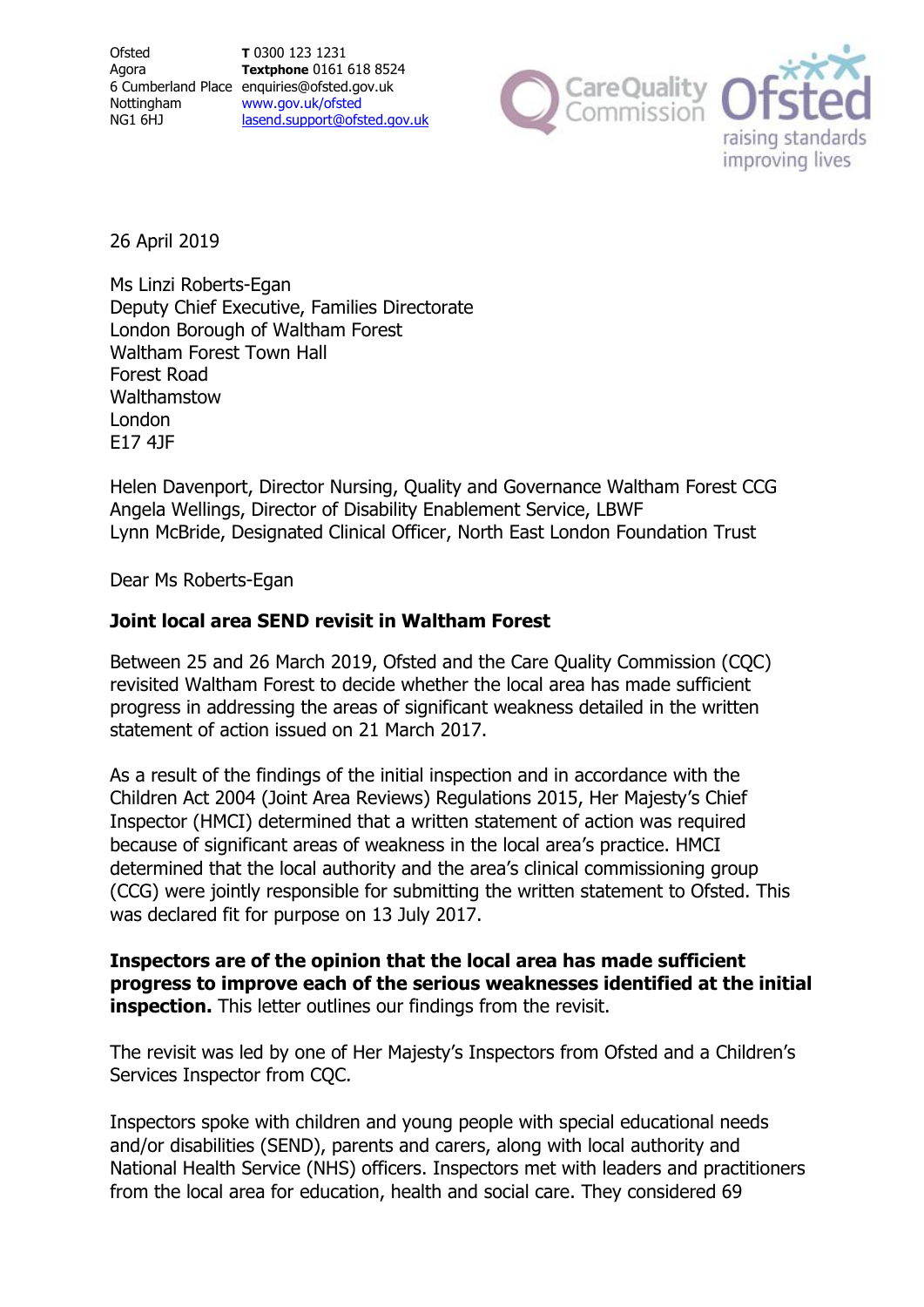Ofsted
Agora
6 Cumberland Place
Nottingham
NG1 6HJ

**T** 0300 123 1231
**Textphone** 0161 618 8524
enquiries@ofsted.gov.uk
www.gov.uk/ofsted
lasend.support@ofsted.gov.uk

26 April 2019

Ms Linzi Roberts-Egan
Deputy Chief Executive, Families Directorate
London Borough of Waltham Forest
Waltham Forest Town Hall
Forest Road
Walthamstow
London
E17 4JF

Helen Davenport, Director Nursing, Quality and Governance Waltham Forest CCG
Angela Wellings, Director of Disability Enablement Service, LBWF
Lynn McBride, Designated Clinical Officer, North East London Foundation Trust

Dear Ms Roberts-Egan

**Joint local area SEND revisit in Waltham Forest**

Between 25 and 26 March 2019, Ofsted and the Care Quality Commission (CQC) revisited Waltham Forest to decide whether the local area has made sufficient progress in addressing the areas of significant weakness detailed in the written statement of action issued on 21 March 2017.

As a result of the findings of the initial inspection and in accordance with the Children Act 2004 (Joint Area Reviews) Regulations 2015, Her Majesty's Chief Inspector (HMCI) determined that a written statement of action was required because of significant areas of weakness in the local area's practice. HMCI determined that the local authority and the area's clinical commissioning group (CCG) were jointly responsible for submitting the written statement to Ofsted. This was declared fit for purpose on 13 July 2017.

**Inspectors are of the opinion that the local area has made sufficient progress to improve each of the serious weaknesses identified at the initial inspection.** This letter outlines our findings from the revisit.

The revisit was led by one of Her Majesty's Inspectors from Ofsted and a Children's Services Inspector from CQC.

Inspectors spoke with children and young people with special educational needs and/or disabilities (SEND), parents and carers, along with local authority and National Health Service (NHS) officers. Inspectors met with leaders and practitioners from the local area for education, health and social care. They considered 69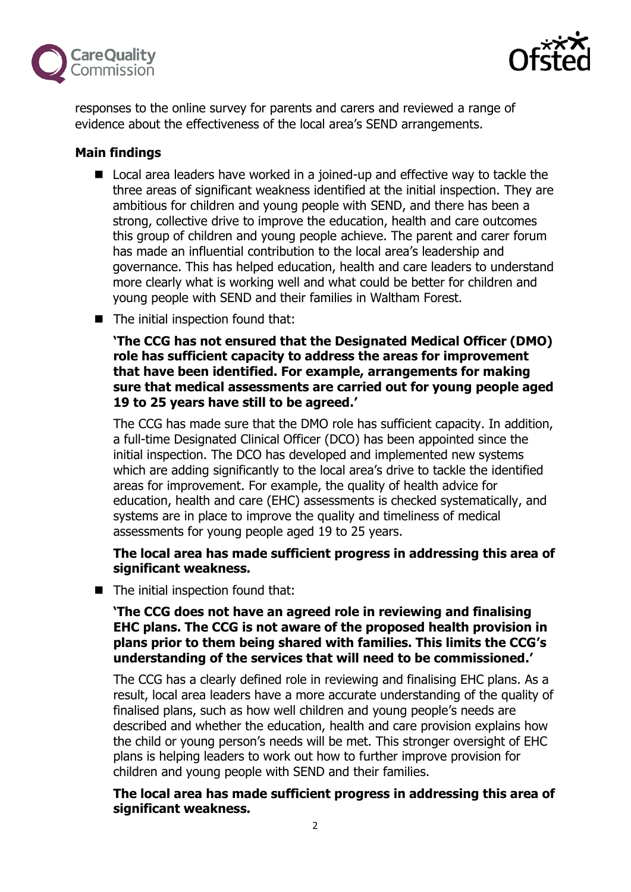responses to the online survey for parents and carers and reviewed a range of evidence about the effectiveness of the local area's SEND arrangements.

**Main findings**

- Local area leaders have worked in a joined-up and effective way to tackle the three areas of significant weakness identified at the initial inspection. They are ambitious for children and young people with SEND, and there has been a strong, collective drive to improve the education, health and care outcomes this group of children and young people achieve. The parent and carer forum has made an influential contribution to the local area's leadership and governance. This has helped education, health and care leaders to understand more clearly what is working well and what could be better for children and young people with SEND and their families in Waltham Forest.
- The initial inspection found that:

  **'The CCG has not ensured that the Designated Medical Officer (DMO) role has sufficient capacity to address the areas for improvement that have been identified. For example, arrangements for making sure that medical assessments are carried out for young people aged 19 to 25 years have still to be agreed.'**

  The CCG has made sure that the DMO role has sufficient capacity. In addition, a full-time Designated Clinical Officer (DCO) has been appointed since the initial inspection. The DCO has developed and implemented new systems which are adding significantly to the local area's drive to tackle the identified areas for improvement. For example, the quality of health advice for education, health and care (EHC) assessments is checked systematically, and systems are in place to improve the quality and timeliness of medical assessments for young people aged 19 to 25 years.

  **The local area has made sufficient progress in addressing this area of significant weakness.**

- The initial inspection found that:

  **'The CCG does not have an agreed role in reviewing and finalising EHC plans. The CCG is not aware of the proposed health provision in plans prior to them being shared with families. This limits the CCG's understanding of the services that will need to be commissioned.'**

  The CCG has a clearly defined role in reviewing and finalising EHC plans. As a result, local area leaders have a more accurate understanding of the quality of finalised plans, such as how well children and young people's needs are described and whether the education, health and care provision explains how the child or young person's needs will be met. This stronger oversight of EHC plans is helping leaders to work out how to further improve provision for children and young people with SEND and their families.

  **The local area has made sufficient progress in addressing this area of significant weakness.**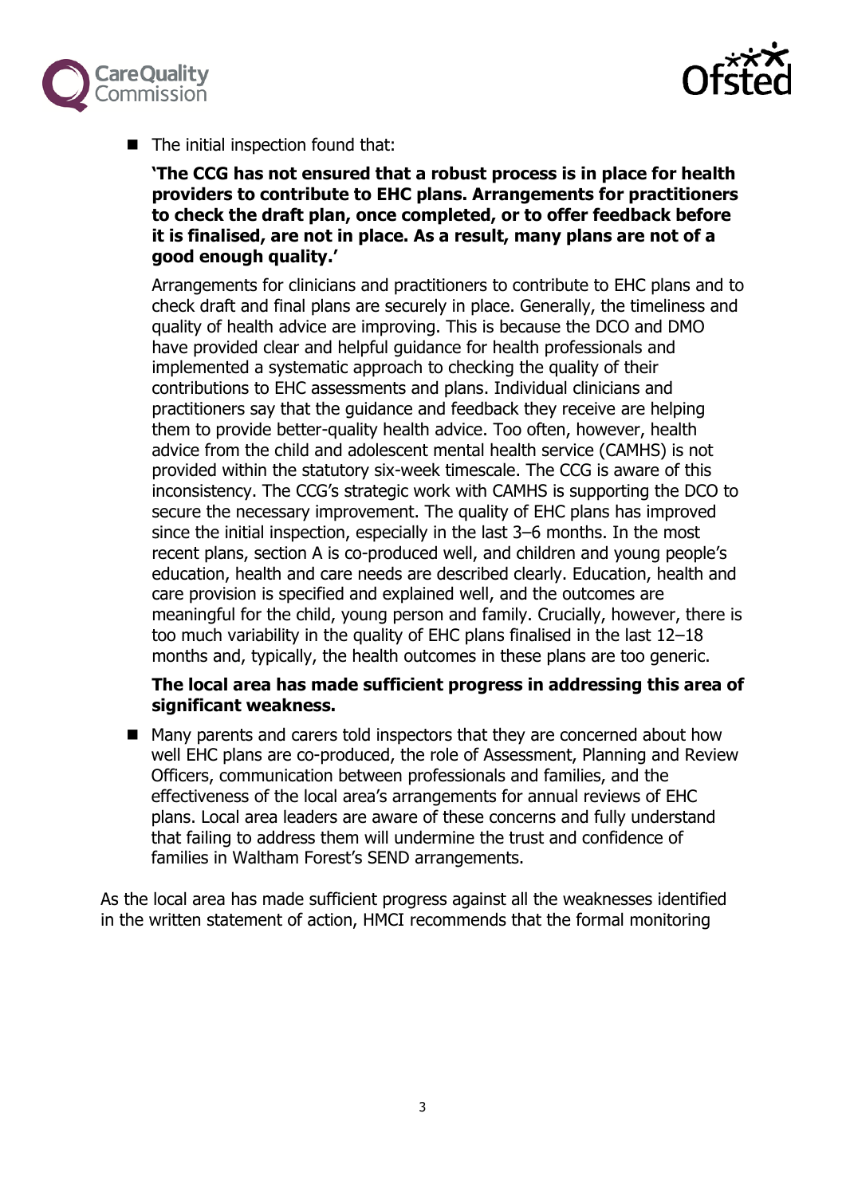- The initial inspection found that:

  **'The CCG has not ensured that a robust process is in place for health providers to contribute to EHC plans. Arrangements for practitioners to check the draft plan, once completed, or to offer feedback before it is finalised, are not in place. As a result, many plans are not of a good enough quality.'**

  Arrangements for clinicians and practitioners to contribute to EHC plans and to check draft and final plans are securely in place. Generally, the timeliness and quality of health advice are improving. This is because the DCO and DMO have provided clear and helpful guidance for health professionals and implemented a systematic approach to checking the quality of their contributions to EHC assessments and plans. Individual clinicians and practitioners say that the guidance and feedback they receive are helping them to provide better-quality health advice. Too often, however, health advice from the child and adolescent mental health service (CAMHS) is not provided within the statutory six-week timescale. The CCG is aware of this inconsistency. The CCG's strategic work with CAMHS is supporting the DCO to secure the necessary improvement. The quality of EHC plans has improved since the initial inspection, especially in the last 3–6 months. In the most recent plans, section A is co-produced well, and children and young people's education, health and care needs are described clearly. Education, health and care provision is specified and explained well, and the outcomes are meaningful for the child, young person and family. Crucially, however, there is too much variability in the quality of EHC plans finalised in the last 12–18 months and, typically, the health outcomes in these plans are too generic.

  **The local area has made sufficient progress in addressing this area of significant weakness.**

- Many parents and carers told inspectors that they are concerned about how well EHC plans are co-produced, the role of Assessment, Planning and Review Officers, communication between professionals and families, and the effectiveness of the local area's arrangements for annual reviews of EHC plans. Local area leaders are aware of these concerns and fully understand that failing to address them will undermine the trust and confidence of families in Waltham Forest's SEND arrangements.

As the local area has made sufficient progress against all the weaknesses identified in the written statement of action, HMCI recommends that the formal monitoring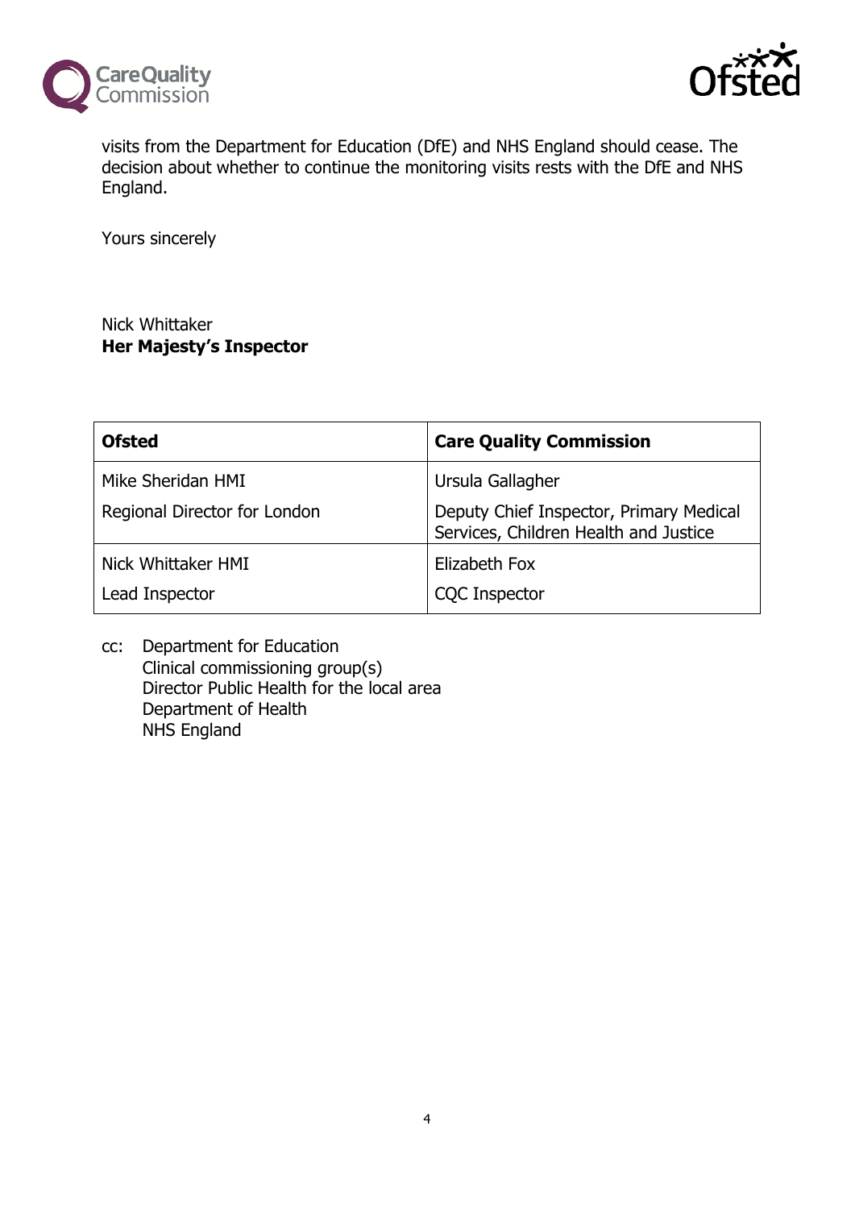visits from the Department for Education (DfE) and NHS England should cease. The decision about whether to continue the monitoring visits rests with the DfE and NHS England.

Yours sincerely

Nick Whittaker
**Her Majesty's Inspector**

| **Ofsted** | **Care Quality Commission** |
| --- | --- |
| Mike Sheridan HMI<br><br>Regional Director for London | Ursula Gallagher<br><br>Deputy Chief Inspector, Primary Medical Services, Children Health and Justice |
| Nick Whittaker HMI<br><br>Lead Inspector | Elizabeth Fox<br><br>CQC Inspector |

cc: Department for Education
Clinical commissioning group(s)
Director Public Health for the local area
Department of Health
NHS England